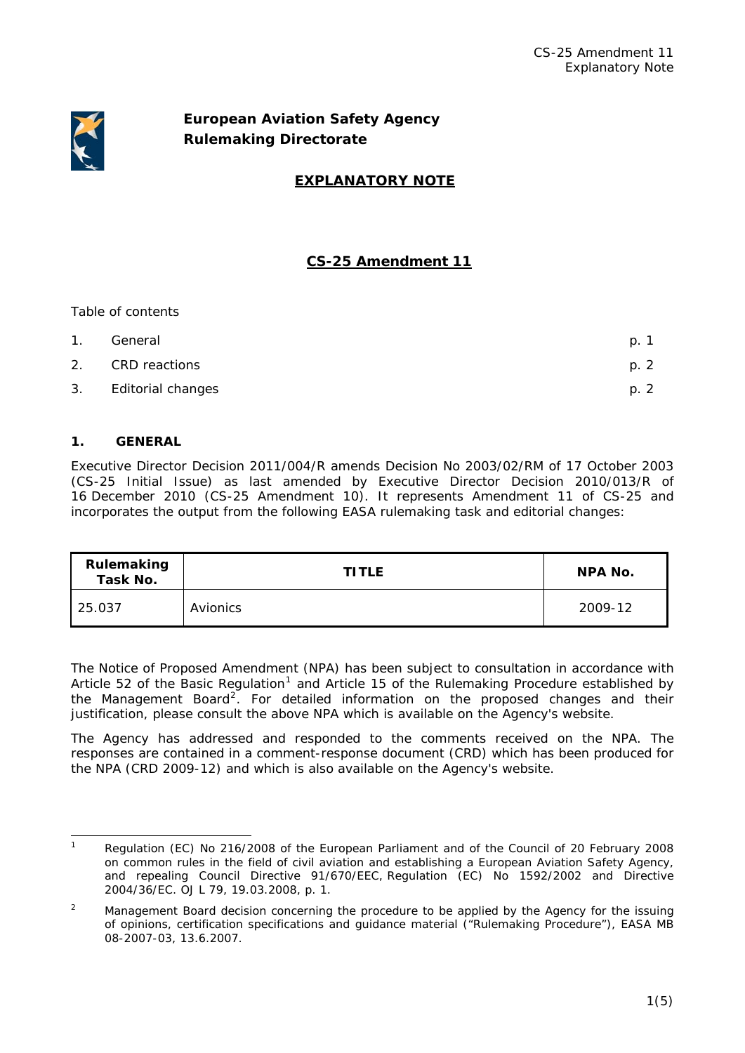**European Aviation Safety Agency**
**Rulemaking Directorate**

# EXPLANATORY NOTE

## CS-25 Amendment 11

Table of contents

| | | |
|---|---|---|
| 1. | General | p. 1 |
| 2. | CRD reactions | p. 2 |
| 3. | Editorial changes | p. 2 |

### 1. GENERAL

Executive Director Decision 2011/004/R amends Decision No 2003/02/RM of 17 October 2003 (CS-25 Initial Issue) as last amended by Executive Director Decision 2010/013/R of 16 December 2010 (CS-25 Amendment 10). It represents Amendment 11 of CS-25 and incorporates the output from the following EASA rulemaking task and editorial changes:

| Rulemaking Task No. | TITLE | NPA No. |
|---|---|---|
| 25.037 | Avionics | 2009-12 |

The Notice of Proposed Amendment (NPA) has been subject to consultation in accordance with Article 52 of the Basic Regulation[1] and Article 15 of the Rulemaking Procedure established by the Management Board[2]. For detailed information on the proposed changes and their justification, please consult the above NPA which is available on the Agency's website.

The Agency has addressed and responded to the comments received on the NPA. The responses are contained in a comment-response document (CRD) which has been produced for the NPA (CRD 2009-12) and which is also available on the Agency's website.

---

[1] Regulation (EC) No 216/2008 of the European Parliament and of the Council of 20 February 2008 on common rules in the field of civil aviation and establishing a European Aviation Safety Agency, and repealing Council Directive 91/670/EEC, Regulation (EC) No 1592/2002 and Directive 2004/36/EC. OJ L 79, 19.03.2008, p. 1.

[2] Management Board decision concerning the procedure to be applied by the Agency for the issuing of opinions, certification specifications and guidance material ("Rulemaking Procedure"), EASA MB 08-2007-03, 13.6.2007.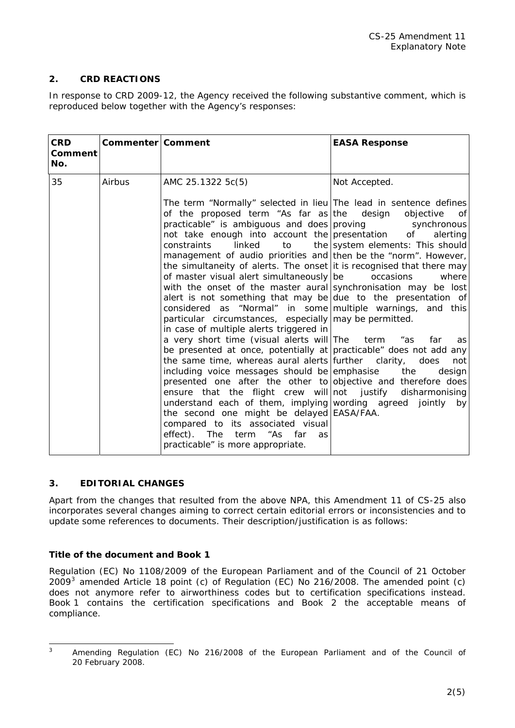## 2. CRD REACTIONS

In response to CRD 2009-12, the Agency received the following substantive comment, which is reproduced below together with the Agency's responses:

| CRD Comment No. | Commenter | Comment | EASA Response |
|---|---|---|---|
| 35 | Airbus | AMC 25.1322 5c(5)<br><br>The term "Normally" selected in lieu of the proposed term "As far as practicable" is ambiguous and does not take enough into account the constraints linked to the management of audio priorities and the simultaneity of alerts. The onset of master visual alert simultaneously with the onset of the master aural alert is not something that may be considered as "Normal" in some particular circumstances, especially in case of multiple alerts triggered in a very short time (visual alerts will be presented at once, potentially at the same time, whereas aural alerts including voice messages should be presented one after the other to ensure that the flight crew will understand each of them, implying the second one might be delayed compared to its associated visual effect). The term "As far as practicable" is more appropriate. | Not Accepted.<br><br>The lead in sentence defines the design objective of proving synchronous presentation of alerting system elements: This should then be the "norm". However, it is recognised that there may be occasions where synchronisation may be lost due to the presentation of multiple warnings, and this may be permitted.<br><br>The term "as far as practicable" does not add any further clarity, does not emphasise the design objective and therefore does not justify disharmonising wording agreed jointly by EASA/FAA. |

## 3. EDITORIAL CHANGES

Apart from the changes that resulted from the above NPA, this Amendment 11 of CS-25 also incorporates several changes aiming to correct certain editorial errors or inconsistencies and to update some references to documents. Their description/justification is as follows:

### Title of the document and Book 1

Regulation (EC) No 1108/2009 of the European Parliament and of the Council of 21 October 2009[3] amended Article 18 point (c) of Regulation (EC) No 216/2008. The amended point (c) does not anymore refer to airworthiness codes but to certification specifications instead. Book 1 contains the certification specifications and Book 2 the acceptable means of compliance.

[3] Amending Regulation (EC) No 216/2008 of the European Parliament and of the Council of 20 February 2008.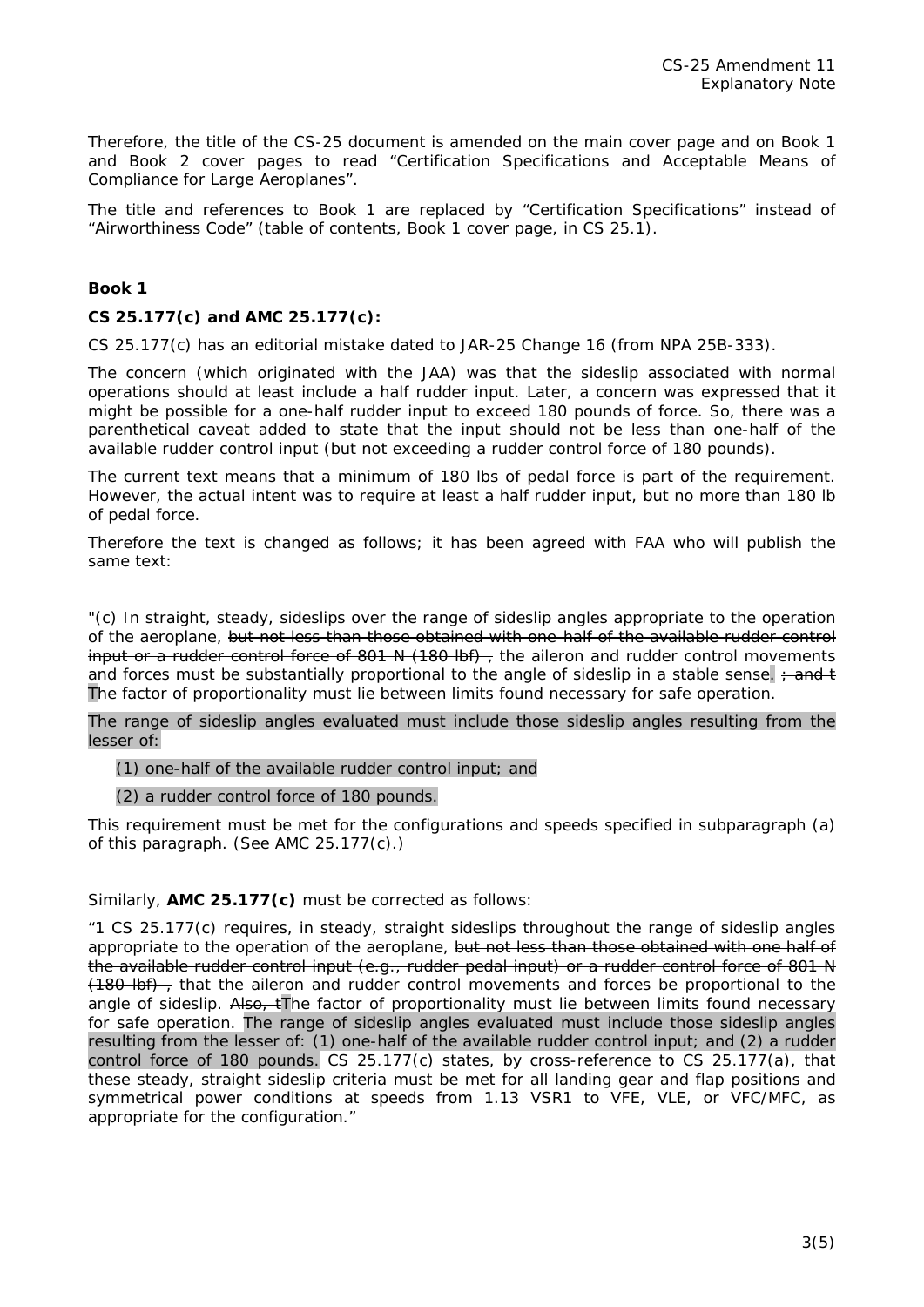Therefore, the title of the CS-25 document is amended on the main cover page and on Book 1 and Book 2 cover pages to read "Certification Specifications and Acceptable Means of Compliance for Large Aeroplanes".

The title and references to Book 1 are replaced by "Certification Specifications" instead of "Airworthiness Code" (table of contents, Book 1 cover page, in CS 25.1).

### Book 1

**CS 25.177(c) and AMC 25.177(c):**

CS 25.177(c) has an editorial mistake dated to JAR-25 Change 16 (from NPA 25B-333).

The concern (which originated with the JAA) was that the sideslip associated with normal operations should at least include a half rudder input. Later, a concern was expressed that it might be possible for a one-half rudder input to exceed 180 pounds of force. So, there was a parenthetical caveat added to state that the input should not be less than one-half of the available rudder control input (but not exceeding a rudder control force of 180 pounds).

The current text means that a minimum of 180 lbs of pedal force is part of the requirement. However, the actual intent was to require at least a half rudder input, but no more than 180 lb of pedal force.

Therefore the text is changed as follows; it has been agreed with FAA who will publish the same text:

"(c) In straight, steady, sideslips over the range of sideslip angles appropriate to the operation of the aeroplane, ~~but not less than those obtained with one-half of the available rudder control input or a rudder control force of 801 N (180 lbf) ,~~ the aileron and rudder control movements and forces must be substantially proportional to the angle of sideslip in a stable sense. ~~; and t~~ The factor of proportionality must lie between limits found necessary for safe operation.

The range of sideslip angles evaluated must include those sideslip angles resulting from the lesser of:

(1) one-half of the available rudder control input; and

(2) a rudder control force of 180 pounds.

This requirement must be met for the configurations and speeds specified in subparagraph (a) of this paragraph. (See AMC 25.177(c).)

Similarly, **AMC 25.177(c)** must be corrected as follows:

"1 CS 25.177(c) requires, in steady, straight sideslips throughout the range of sideslip angles appropriate to the operation of the aeroplane, ~~but not less than those obtained with one half of the available rudder control input (e.g., rudder pedal input) or a rudder control force of 801 N (180 lbf) ,~~ that the aileron and rudder control movements and forces be proportional to the angle of sideslip. ~~Also, t~~The factor of proportionality must lie between limits found necessary for safe operation. The range of sideslip angles evaluated must include those sideslip angles resulting from the lesser of: (1) one-half of the available rudder control input; and (2) a rudder control force of 180 pounds. CS 25.177(c) states, by cross-reference to CS 25.177(a), that these steady, straight sideslip criteria must be met for all landing gear and flap positions and symmetrical power conditions at speeds from 1.13 VSR1 to VFE, VLE, or VFC/MFC, as appropriate for the configuration."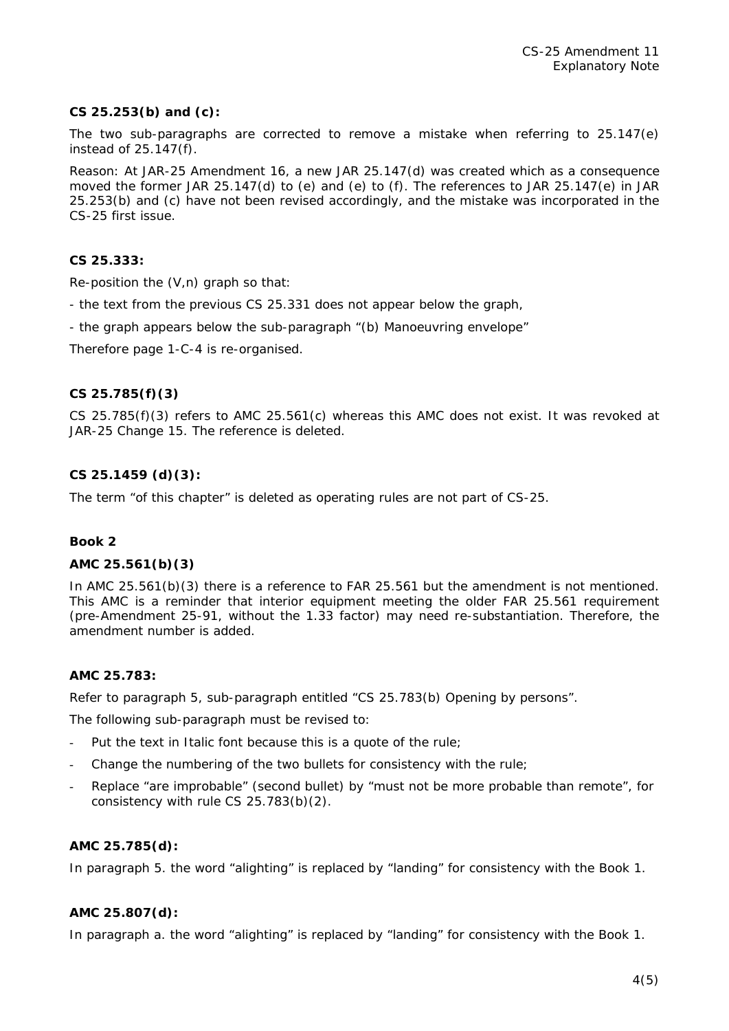**CS 25.253(b) and (c):**

The two sub-paragraphs are corrected to remove a mistake when referring to 25.147(e) instead of 25.147(f).

Reason: At JAR-25 Amendment 16, a new JAR 25.147(d) was created which as a consequence moved the former JAR 25.147(d) to (e) and (e) to (f). The references to JAR 25.147(e) in JAR 25.253(b) and (c) have not been revised accordingly, and the mistake was incorporated in the CS-25 first issue.

**CS 25.333:**

Re-position the (V,n) graph so that:

- the text from the previous CS 25.331 does not appear below the graph,

- the graph appears below the sub-paragraph "(b) Manoeuvring envelope"

Therefore page 1-C-4 is re-organised.

**CS 25.785(f)(3)**

CS 25.785(f)(3) refers to AMC 25.561(c) whereas this AMC does not exist. It was revoked at JAR-25 Change 15. The reference is deleted.

**CS 25.1459 (d)(3):**

The term "of this chapter" is deleted as operating rules are not part of CS-25.

**Book 2**

**AMC 25.561(b)(3)**

In AMC 25.561(b)(3) there is a reference to FAR 25.561 but the amendment is not mentioned. This AMC is a reminder that interior equipment meeting the older FAR 25.561 requirement (pre-Amendment 25-91, without the 1.33 factor) may need re-substantiation. Therefore, the amendment number is added.

**AMC 25.783:**

Refer to paragraph 5, sub-paragraph entitled "CS 25.783(b) Opening by persons".

The following sub-paragraph must be revised to:

- Put the text in Italic font because this is a quote of the rule;
- Change the numbering of the two bullets for consistency with the rule;
- Replace "are improbable" (second bullet) by "must not be more probable than remote", for consistency with rule CS 25.783(b)(2).

**AMC 25.785(d):**

In paragraph 5. the word "alighting" is replaced by "landing" for consistency with the Book 1.

**AMC 25.807(d):**

In paragraph a. the word "alighting" is replaced by "landing" for consistency with the Book 1.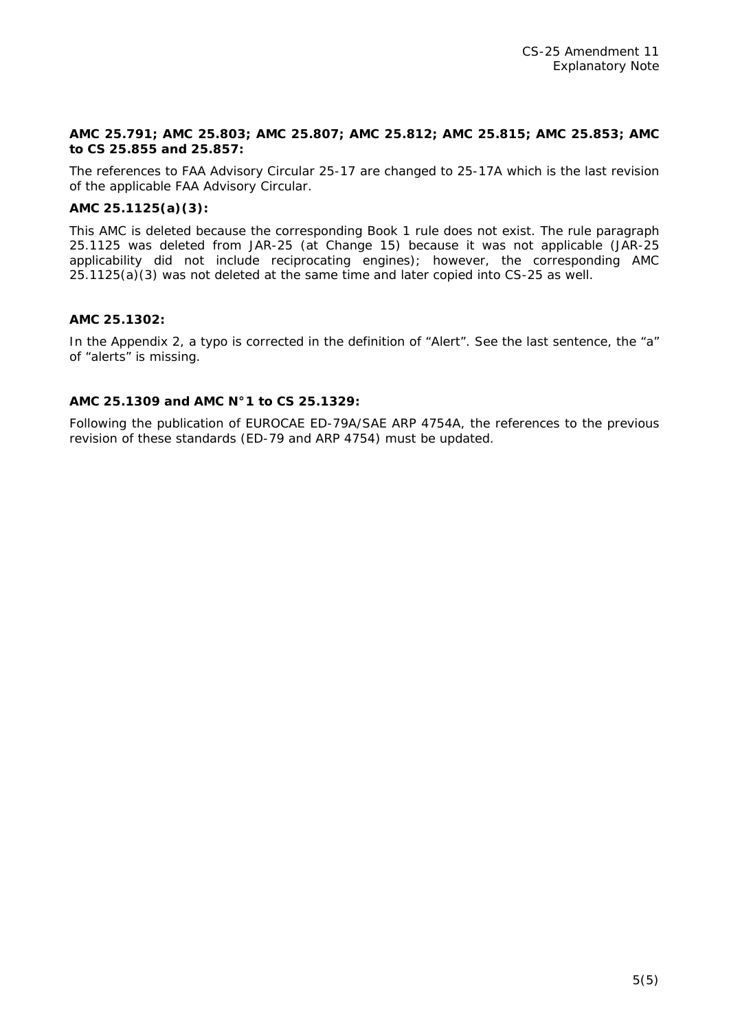**AMC 25.791; AMC 25.803; AMC 25.807; AMC 25.812; AMC 25.815; AMC 25.853; AMC to CS 25.855 and 25.857:**

The references to FAA Advisory Circular 25-17 are changed to 25-17A which is the last revision of the applicable FAA Advisory Circular.

**AMC 25.1125(a)(3):**

This AMC is deleted because the corresponding Book 1 rule does not exist. The rule paragraph 25.1125 was deleted from JAR-25 (at Change 15) because it was not applicable (JAR-25 applicability did not include reciprocating engines); however, the corresponding AMC 25.1125(a)(3) was not deleted at the same time and later copied into CS-25 as well.

**AMC 25.1302:**

In the Appendix 2, a typo is corrected in the definition of "Alert". See the last sentence, the "a" of "alerts" is missing.

**AMC 25.1309 and AMC N°1 to CS 25.1329:**

Following the publication of EUROCAE ED-79A/SAE ARP 4754A, the references to the previous revision of these standards (ED-79 and ARP 4754) must be updated.